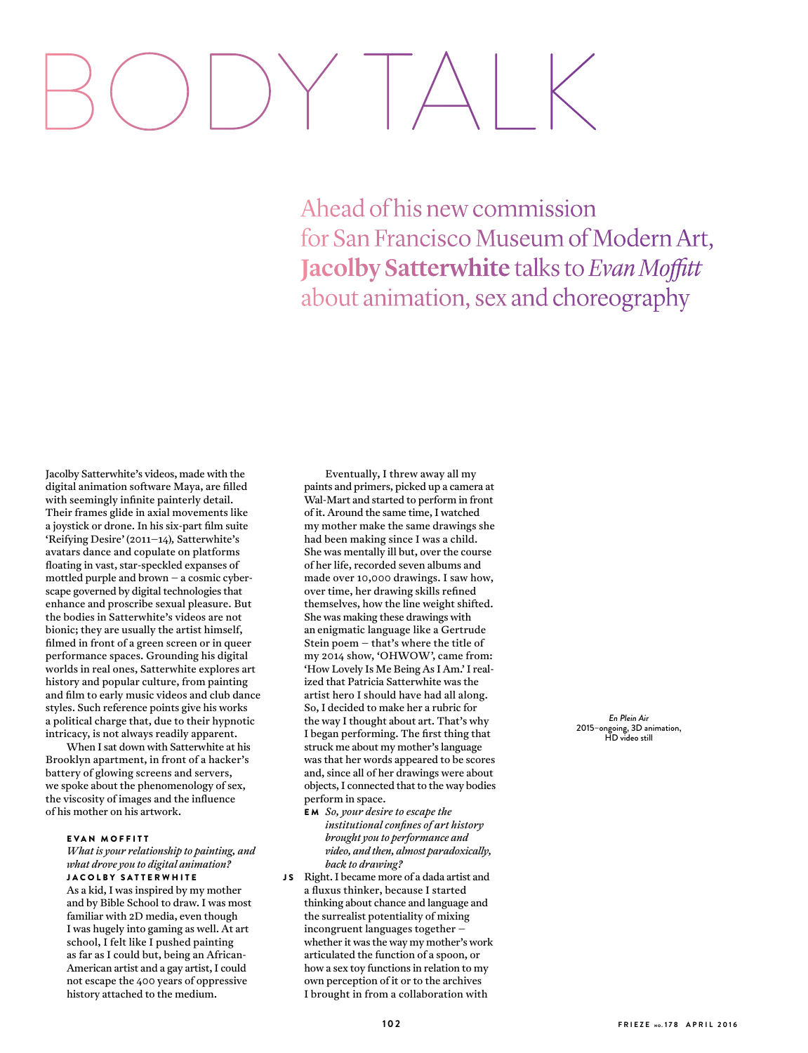# BODY TALK

## Ahead of his new commission for San Francisco Museum of Modern Art, **Jacolby Satterwhite** talks to *Evan Moffitt* about animation, sex and choreography

Jacolby Satterwhite's videos, made with the digital animation software Maya, are filled with seemingly infinite painterly detail. Their frames glide in axial movements like a joystick or drone. In his six-part film suite 'Reifying Desire' (2011–14), Satterwhite's avatars dance and copulate on platforms floating in vast, star-speckled expanses of mottled purple and brown – a cosmic cyberscape governed by digital technologies that enhance and proscribe sexual pleasure. But the bodies in Satterwhite's videos are not bionic; they are usually the artist himself, filmed in front of a green screen or in queer performance spaces. Grounding his digital worlds in real ones, Satterwhite explores art history and popular culture, from painting and film to early music videos and club dance styles. Such reference points give his works a political charge that, due to their hypnotic intricacy, is not always readily apparent.

When I sat down with Satterwhite at his Brooklyn apartment, in front of a hacker's battery of glowing screens and servers, we spoke about the phenomenology of sex, the viscosity of images and the influence of his mother on his artwork.

**EVAN MOFFITT**
*What is your relationship to painting, and what drove you to digital animation?*

**JACOLBY SATTERWHITE**
As a kid, I was inspired by my mother and by Bible School to draw. I was most familiar with 2D media, even though I was hugely into gaming as well. At art school, I felt like I pushed painting as far as I could but, being an African-American artist and a gay artist, I could not escape the 400 years of oppressive history attached to the medium.

Eventually, I threw away all my paints and primers, picked up a camera at Wal-Mart and started to perform in front of it. Around the same time, I watched my mother make the same drawings she had been making since I was a child. She was mentally ill but, over the course of her life, recorded seven albums and made over 10,000 drawings. I saw how, over time, her drawing skills refined themselves, how the line weight shifted. She was making these drawings with an enigmatic language like a Gertrude Stein poem – that's where the title of my 2014 show, 'OHWOW', came from: 'How Lovely Is Me Being As I Am.' I realized that Patricia Satterwhite was the artist hero I should have had all along. So, I decided to make her a rubric for the way I thought about art. That's why I began performing. The first thing that struck me about my mother's language was that her words appeared to be scores and, since all of her drawings were about objects, I connected that to the way bodies perform in space.

**EM** *So, your desire to escape the institutional confines of art history brought you to performance and video, and then, almost paradoxically, back to drawing?*

**JS** Right. I became more of a dada artist and a fluxus thinker, because I started thinking about chance and language and the surrealist potentiality of mixing incongruent languages together – whether it was the way my mother's work articulated the function of a spoon, or how a sex toy functions in relation to my own perception of it or to the archives I brought in from a collaboration with

*En Plein Air*
2015–ongoing, 3D animation, HD video still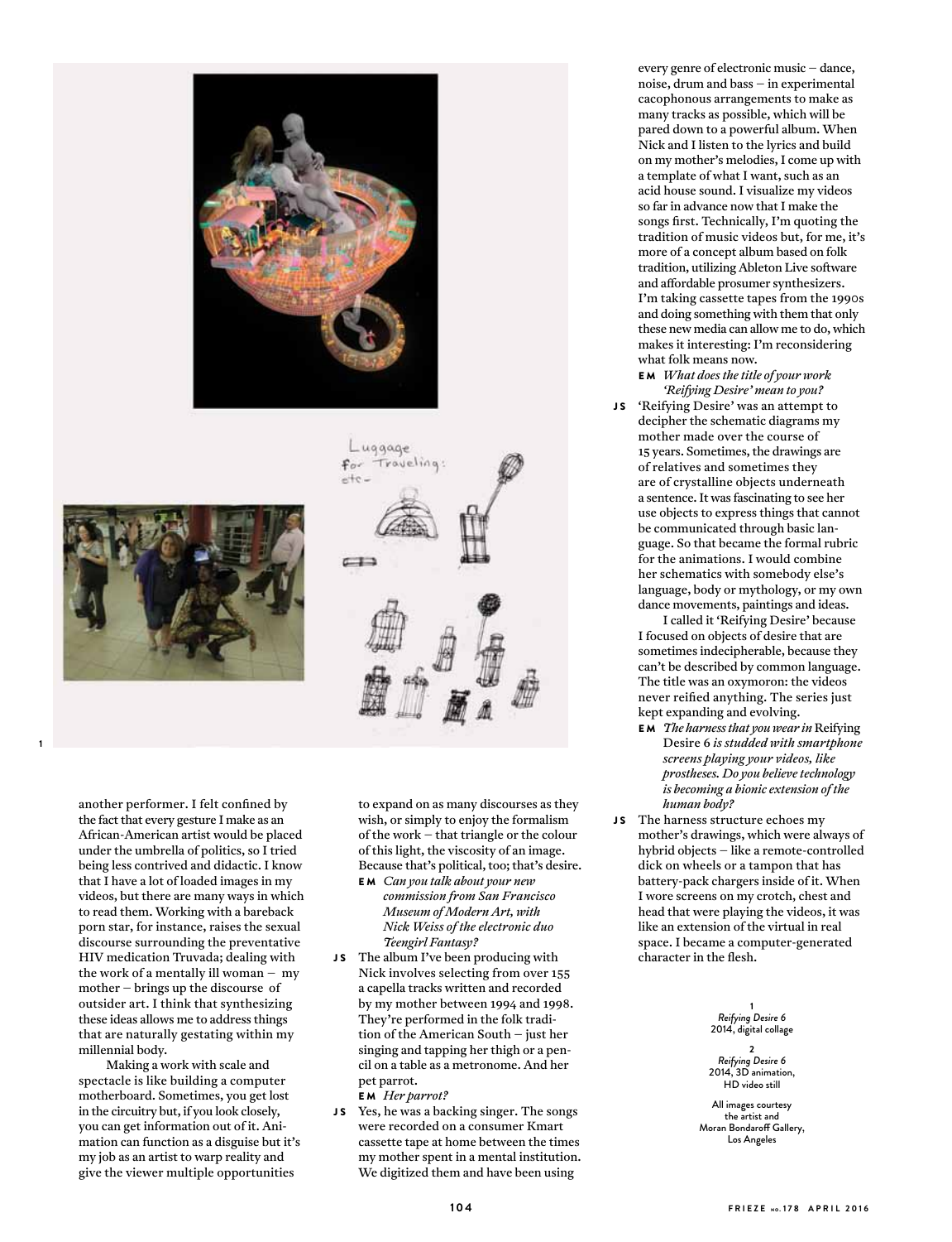another performer. I felt confined by the fact that every gesture I make as an African-American artist would be placed under the umbrella of politics, so I tried being less contrived and didactic. I know that I have a lot of loaded images in my videos, but there are many ways in which to read them. Working with a bareback porn star, for instance, raises the sexual discourse surrounding the preventative HIV medication Truvada; dealing with the work of a mentally ill woman – my mother – brings up the discourse of outsider art. I think that synthesizing these ideas allows me to address things that are naturally gestating within my millennial body.

Making a work with scale and spectacle is like building a computer motherboard. Sometimes, you get lost in the circuitry but, if you look closely, you can get information out of it. Animation can function as a disguise but it's my job as an artist to warp reality and give the viewer multiple opportunities to expand on as many discourses as they wish, or simply to enjoy the formalism of the work – that triangle or the colour of this light, the viscosity of an image. Because that's political, too; that's desire.

**EM** *Can you talk about your new commission from San Francisco Museum of Modern Art, with Nick Weiss of the electronic duo Teengirl Fantasy?*

**JS** The album I've been producing with Nick involves selecting from over 155 a capella tracks written and recorded by my mother between 1994 and 1998. They're performed in the folk tradition of the American South – just her singing and tapping her thigh or a pencil on a table as a metronome. And her pet parrot.

**EM** *Her parrot?*

**JS** Yes, he was a backing singer. The songs were recorded on a consumer Kmart cassette tape at home between the times my mother spent in a mental institution. We digitized them and have been using every genre of electronic music – dance, noise, drum and bass – in experimental cacophonous arrangements to make as many tracks as possible, which will be pared down to a powerful album. When Nick and I listen to the lyrics and build on my mother's melodies, I come up with a template of what I want, such as an acid house sound. I visualize my videos so far in advance now that I make the songs first. Technically, I'm quoting the tradition of music videos but, for me, it's more of a concept album based on folk tradition, utilizing Ableton Live software and affordable prosumer synthesizers. I'm taking cassette tapes from the 1990s and doing something with them that only these new media can allow me to do, which makes it interesting: I'm reconsidering what folk means now.

**EM** *What does the title of your work 'Reifying Desire' mean to you?*

**JS** 'Reifying Desire' was an attempt to decipher the schematic diagrams my mother made over the course of 15 years. Sometimes, the drawings are of relatives and sometimes they are of crystalline objects underneath a sentence. It was fascinating to see her use objects to express things that cannot be communicated through basic language. So that became the formal rubric for the animations. I would combine her schematics with somebody else's language, body or mythology, or my own dance movements, paintings and ideas.

I called it 'Reifying Desire' because I focused on objects of desire that are sometimes indecipherable, because they can't be described by common language. The title was an oxymoron: the videos never reified anything. The series just kept expanding and evolving.

**EM** *The harness that you wear in* Reifying Desire 6 *is studded with smartphone screens playing your videos, like prostheses. Do you believe technology is becoming a bionic extension of the human body?*

**JS** The harness structure echoes my mother's drawings, which were always of hybrid objects – like a remote-controlled dick on wheels or a tampon that has battery-pack chargers inside of it. When I wore screens on my crotch, chest and head that were playing the videos, it was like an extension of the virtual in real space. I became a computer-generated character in the flesh.

1
*Reifying Desire 6*
2014, digital collage

2
*Reifying Desire 6*
2014, 3D animation, HD video still

All images courtesy the artist and Moran Bondaroff Gallery, Los Angeles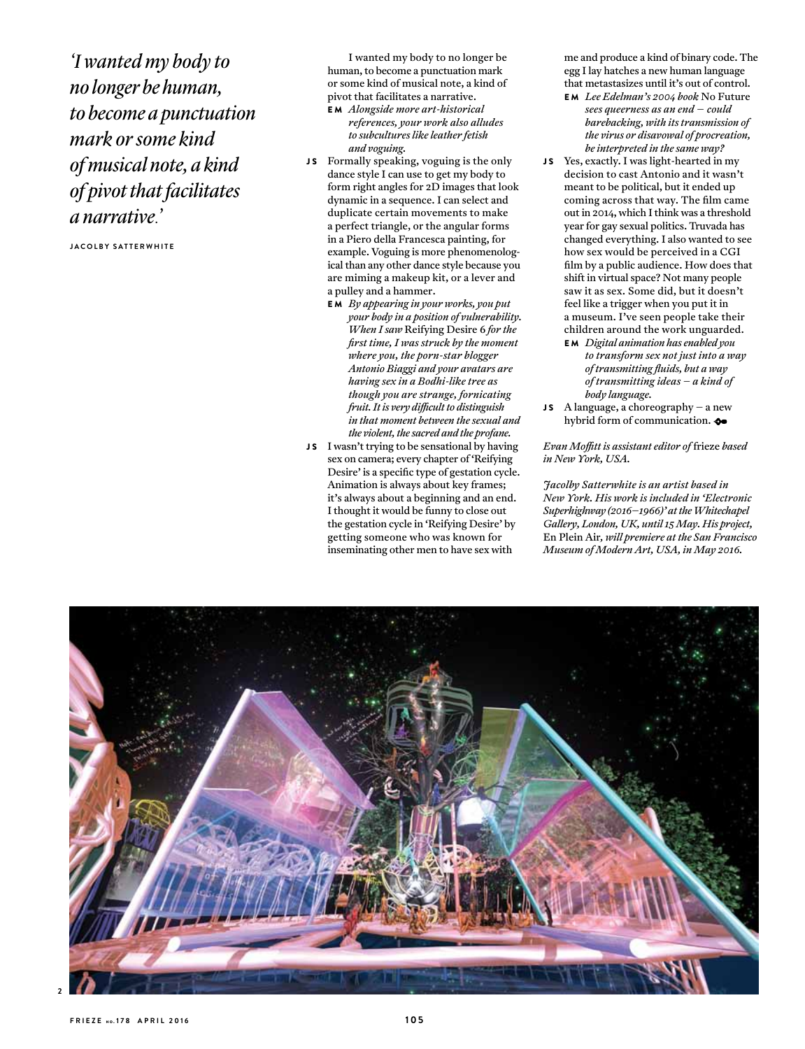*'I wanted my body to no longer be human, to become a punctuation mark or some kind of musical note, a kind of pivot that facilitates a narrative.'*

JACOLBY SATTERWHITE

I wanted my body to no longer be human, to become a punctuation mark or some kind of musical note, a kind of pivot that facilitates a narrative.

**EM** *Alongside more art-historical references, your work also alludes to subcultures like leather fetish and voguing.*

**JS** Formally speaking, voguing is the only dance style I can use to get my body to form right angles for 2D images that look dynamic in a sequence. I can select and duplicate certain movements to make a perfect triangle, or the angular forms in a Piero della Francesca painting, for example. Voguing is more phenomenological than any other dance style because you are miming a makeup kit, or a lever and a pulley and a hammer.

**EM** *By appearing in your works, you put your body in a position of vulnerability. When I saw* Reifying Desire 6 *for the first time, I was struck by the moment where you, the porn-star blogger Antonio Biaggi and your avatars are having sex in a Bodhi-like tree as though you are strange, fornicating fruit. It is very difficult to distinguish in that moment between the sexual and the violent, the sacred and the profane.*

**JS** I wasn't trying to be sensational by having sex on camera; every chapter of 'Reifying Desire' is a specific type of gestation cycle. Animation is always about key frames; it's always about a beginning and an end. I thought it would be funny to close out the gestation cycle in 'Reifying Desire' by getting someone who was known for inseminating other men to have sex with me and produce a kind of binary code. The egg I lay hatches a new human language that metastasizes until it's out of control.

**EM** *Lee Edelman's 2004 book* No Future *sees queerness as an end – could barebacking, with its transmission of the virus or disavowal of procreation, be interpreted in the same way?*

**JS** Yes, exactly. I was light-hearted in my decision to cast Antonio and it wasn't meant to be political, but it ended up coming across that way. The film came out in 2014, which I think was a threshold year for gay sexual politics. Truvada has changed everything. I also wanted to see how sex would be perceived in a CGI film by a public audience. How does that shift in virtual space? Not many people saw it as sex. Some did, but it doesn't feel like a trigger when you put it in a museum. I've seen people take their children around the work unguarded.

**EM** *Digital animation has enabled you to transform sex not just into a way of transmitting fluids, but a way of transmitting ideas – a kind of body language.*

**JS** A language, a choreography – a new hybrid form of communication.

*Evan Moffitt is assistant editor of* frieze *based in New York, USA.*

*Jacolby Satterwhite is an artist based in New York. His work is included in 'Electronic Superhighway (2016–1966)' at the Whitechapel Gallery, London, UK, until 15 May. His project,* En Plein Air, *will premiere at the San Francisco Museum of Modern Art, USA, in May 2016.*

2